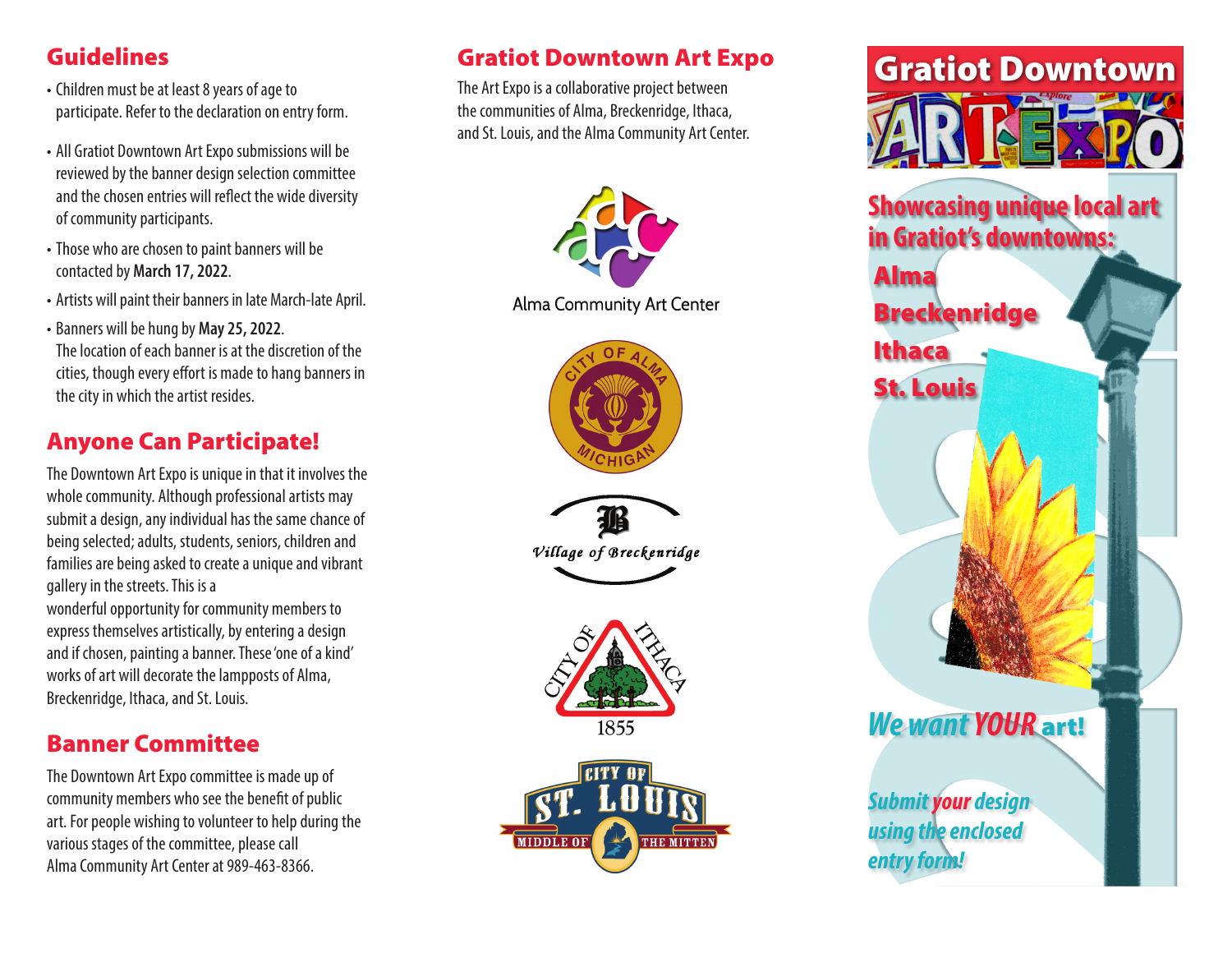## Guidelines

- Children must be at least 8 years of age to participate. Refer to the declaration on entry form.
- All Gratiot Downtown Art Expo submissions will be reviewed by the banner design selection committee and the chosen entries will reflect the wide diversity of community participants.
- Those who are chosen to paint banners will be contacted by **March 17, 2022**.
- Artists will paint their banners in late March-late April.
- Banners will be hung by **May 25, 2022**. The location of each banner is at the discretion of the cities, though every effort is made to hang banners in the city in which the artist resides.

## Anyone Can Participate!

The Downtown Art Expo is unique in that it involves the whole community. Although professional artists may submit a design, any individual has the same chance of being selected; adults, students, seniors, children and families are being asked to create a unique and vibrant gallery in the streets. This is a wonderful opportunity for community members to express themselves artistically, by entering a design and if chosen, painting a banner. These 'one of a kind' works of art will decorate the lampposts of Alma, Breckenridge, Ithaca, and St. Louis.

## Banner Committee

The Downtown Art Expo committee is made up of community members who see the benefit of public art. For people wishing to volunteer to help during the various stages of the committee, please call Alma Community Art Center at 989-463-8366.

## Gratiot Downtown Art Expo

The Art Expo is a collaborative project between the communities of Alma, Breckenridge, Ithaca, and St. Louis, and the Alma Community Art Center.

Alma Community Art Center

City of Alma Michigan

Village of Breckenridge

City of Ithaca 1855

City of St. Louis — Middle of the Mitten

# Gratiot Downtown ART EXPO

## Showcasing unique local art in Gratiot's downtowns:

**Alma**

**Breckenridge**

**Ithaca**

**St. Louis**

***We want YOUR art!***

***Submit your design using the enclosed entry form!***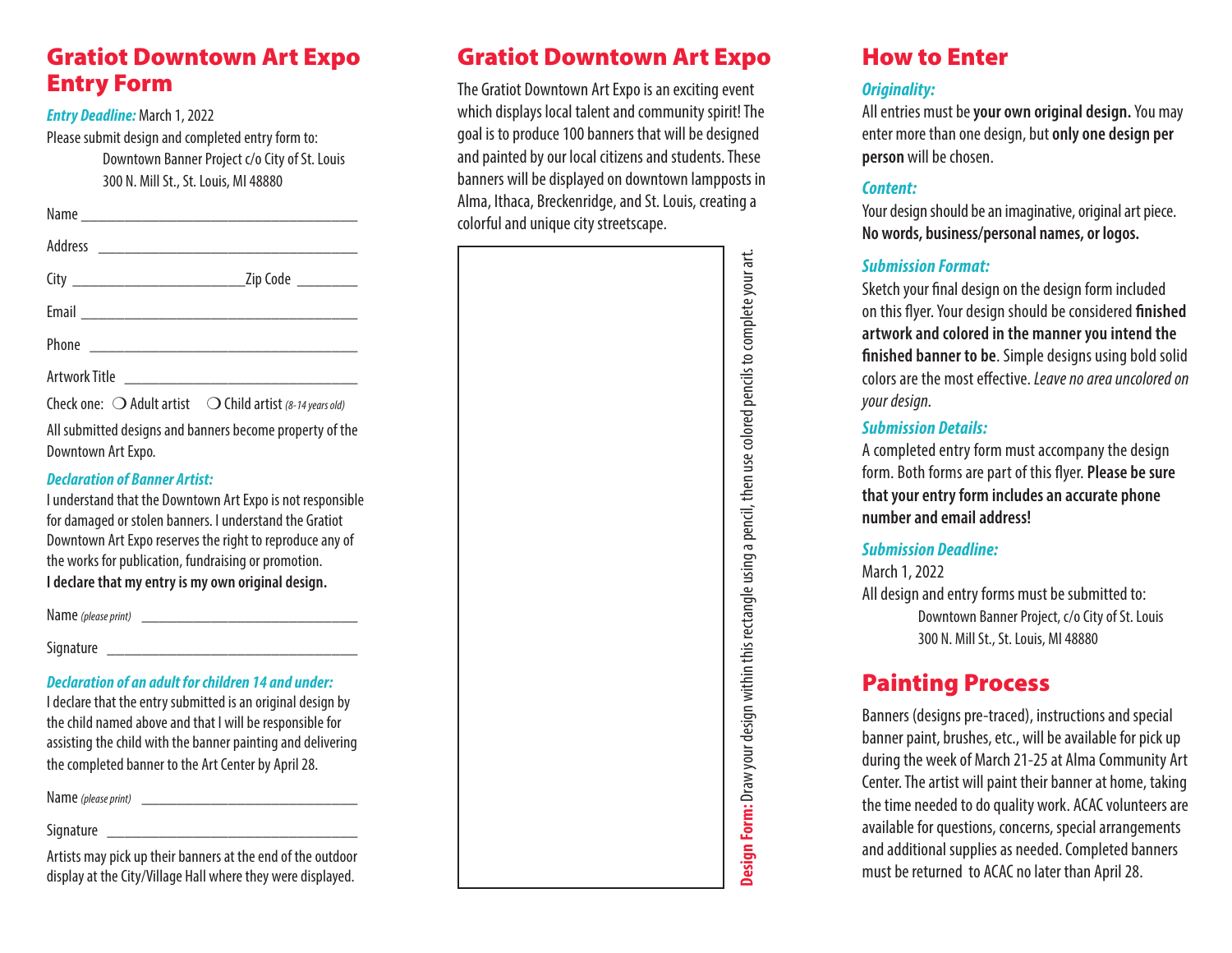# Gratiot Downtown Art Expo Entry Form

***Entry Deadline:*** March 1, 2022

Please submit design and completed entry form to:

Downtown Banner Project c/o City of St. Louis
300 N. Mill St., St. Louis, MI 48880

Name ______________________________________

Address ____________________________________

City _______________________ Zip Code ________

Email ______________________________________

Phone ______________________________________

Artwork Title _______________________________

Check one: ❍ Adult artist ❍ Child artist *(8-14 years old)*

All submitted designs and banners become property of the Downtown Art Expo.

***Declaration of Banner Artist:***

I understand that the Downtown Art Expo is not responsible for damaged or stolen banners. I understand the Gratiot Downtown Art Expo reserves the right to reproduce any of the works for publication, fundraising or promotion.

**I declare that my entry is my own original design.**

Name *(please print)* ______________________________

Signature __________________________________

***Declaration of an adult for children 14 and under:***

I declare that the entry submitted is an original design by the child named above and that I will be responsible for assisting the child with the banner painting and delivering the completed banner to the Art Center by April 28.

Name *(please print)* ______________________________

Signature __________________________________

Artists may pick up their banners at the end of the outdoor display at the City/Village Hall where they were displayed.

# Gratiot Downtown Art Expo

The Gratiot Downtown Art Expo is an exciting event which displays local talent and community spirit! The goal is to produce 100 banners that will be designed and painted by our local citizens and students. These banners will be displayed on downtown lampposts in Alma, Ithaca, Breckenridge, and St. Louis, creating a colorful and unique city streetscape.

**Design Form:** Draw your design within this rectangle using a pencil, then use colored pencils to complete your art.

# How to Enter

***Originality:***

All entries must be **your own original design.** You may enter more than one design, but **only one design per person** will be chosen.

***Content:***

Your design should be an imaginative, original art piece. **No words, business/personal names, or logos.**

***Submission Format:***

Sketch your final design on the design form included on this flyer. Your design should be considered **finished artwork and colored in the manner you intend the finished banner to be**. Simple designs using bold solid colors are the most effective. *Leave no area uncolored on your design.*

***Submission Details:***

A completed entry form must accompany the design form. Both forms are part of this flyer. **Please be sure that your entry form includes an accurate phone number and email address!**

***Submission Deadline:***

March 1, 2022

All design and entry forms must be submitted to:

Downtown Banner Project, c/o City of St. Louis
300 N. Mill St., St. Louis, MI 48880

# Painting Process

Banners (designs pre-traced), instructions and special banner paint, brushes, etc., will be available for pick up during the week of March 21-25 at Alma Community Art Center. The artist will paint their banner at home, taking the time needed to do quality work. ACAC volunteers are available for questions, concerns, special arrangements and additional supplies as needed. Completed banners must be returned to ACAC no later than April 28.